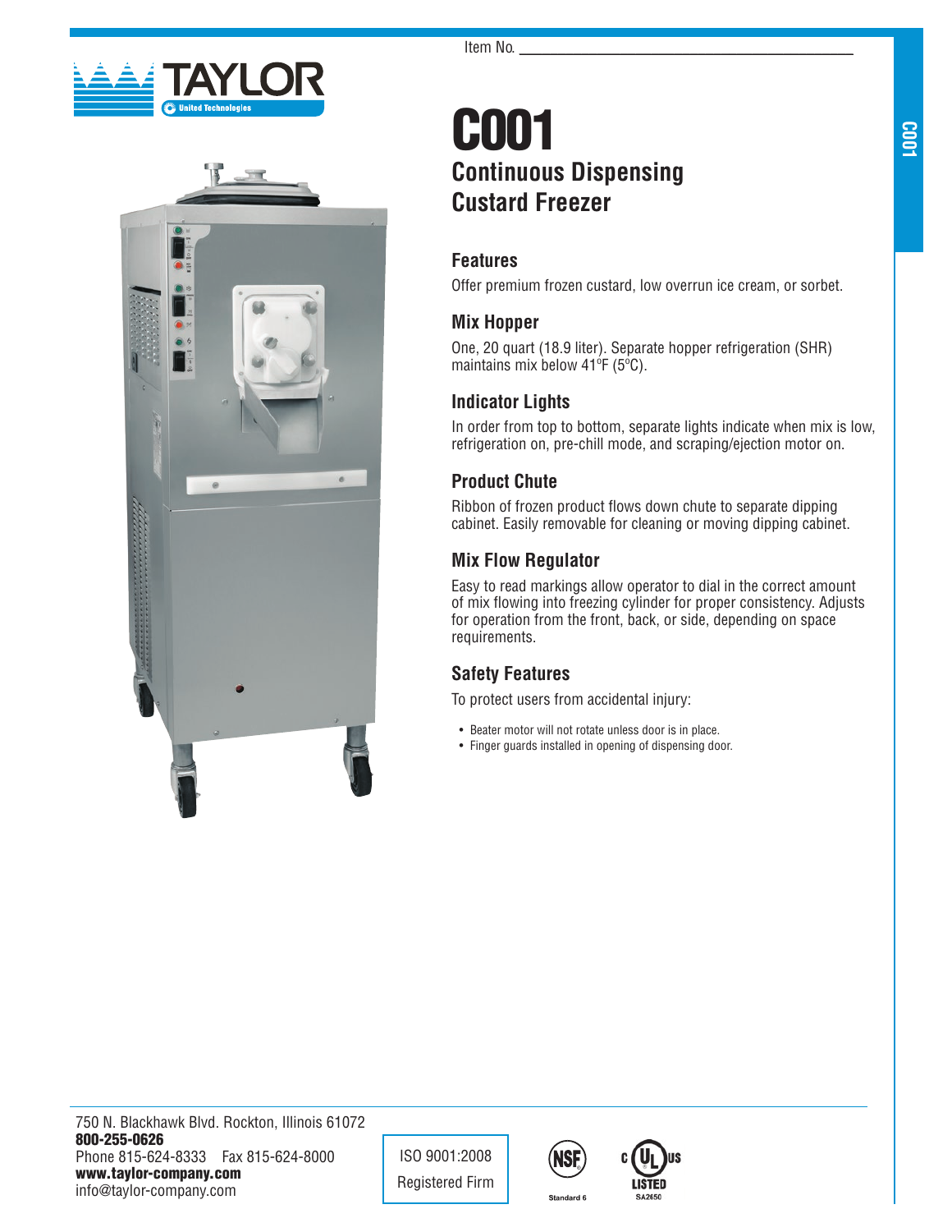Item No. ______________________________

# C001

## Continuous Dispensing Custard Freezer

### Features

Offer premium frozen custard, low overrun ice cream, or sorbet.

### Mix Hopper

One, 20 quart (18.9 liter). Separate hopper refrigeration (SHR) maintains mix below 41ºF (5ºC).

### Indicator Lights

In order from top to bottom, separate lights indicate when mix is low, refrigeration on, pre-chill mode, and scraping/ejection motor on.

### Product Chute

Ribbon of frozen product flows down chute to separate dipping cabinet. Easily removable for cleaning or moving dipping cabinet.

### Mix Flow Regulator

Easy to read markings allow operator to dial in the correct amount of mix flowing into freezing cylinder for proper consistency. Adjusts for operation from the front, back, or side, depending on space requirements.

### Safety Features

To protect users from accidental injury:

- Beater motor will not rotate unless door is in place.
- Finger guards installed in opening of dispensing door.

750 N. Blackhawk Blvd. Rockton, Illinois 61072
**800-255-0626**
Phone 815-624-8333 Fax 815-624-8000
**www.taylor-company.com**
info@taylor-company.com

ISO 9001:2008
Registered Firm

NSF Standard 6

c UL us LISTED SA2650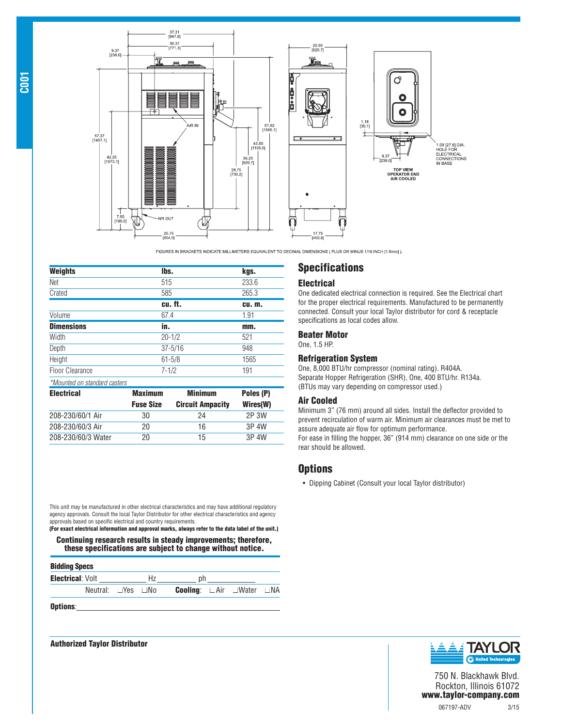37.31
[947.6]
30.37
[771.3]
9.37
[238.0]
AIR IN
61.62
[1565.1]
43.50
[1105.0]
36.25
[920.7]
28.75
[730.2]
57.37
[1457.1]
42.25
[1073.1]
7.50
[190.5]
AIR OUT
25.75
[654.0]
20.50
[520.7]
17.75
[450.8]
1.18
[30.1]
9.37
[238.0]
1.09 [27.6] DIA. HOLE FOR ELECTRICAL CONNECTIONS IN BASE
TOP VIEW
OPERATOR END
AIR COOLED

FIGURES IN BRACKETS INDICATE MILLIMETERS EQUIVALENT TO DECIMAL DIMENSIONS ( PLUS OR MINUS 1/16 INCH [1.5mm] ).

| **Weights** | **lbs.** | **kgs.** |
|---|---|---|
| Net | 515 | 233.6 |
| Crated | 585 | 265.3 |
| | **cu. ft.** | **cu. m.** |
| Volume | 67.4 | 1.91 |
| **Dimensions** | **in.** | **mm.** |
| Width | 20-1/2 | 521 |
| Depth | 37-5/16 | 948 |
| Height | 61-5/8 | 1565 |
| Floor Clearance | 7-1/2 | 191 |

*\*Mounted on standard casters*

| **Electrical** | **Maximum Fuse Size** | **Minimum Circuit Ampacity** | **Poles (P) Wires(W)** |
|---|---|---|---|
| 208-230/60/1 Air | 30 | 24 | 2P 3W |
| 208-230/60/3 Air | 20 | 16 | 3P 4W |
| 208-230/60/3 Water | 20 | 15 | 3P 4W |

This unit may be manufactured in other electrical characteristics and may have additional regulatory agency approvals. Consult the local Taylor Distributor for other electrical characteristics and agency approvals based on specific electrical and country requirements.
**(For exact electrical information and approval marks, always refer to the data label of the unit.)**

**Continuing research results in steady improvements; therefore, these specifications are subject to change without notice.**

**Bidding Specs**

**Electrical**: Volt ___________ Hz __________ ph ___________

Neutral: ☐Yes ☐No **Cooling**: ☐Air ☐Water ☐NA

**Options**: ______________________________________

## Specifications

### Electrical

One dedicated electrical connection is required. See the Electrical chart for the proper electrical requirements. Manufactured to be permanently connected. Consult your local Taylor distributor for cord & receptacle specifications as local codes allow.

### Beater Motor

One, 1.5 HP.

### Refrigeration System

One, 8,000 BTU/hr compressor (nominal rating). R404A.
Separate Hopper Refrigeration (SHR), One, 400 BTU/hr. R134a.
(BTUs may vary depending on compressor used.)

### Air Cooled

Minimum 3" (76 mm) around all sides. Install the deflector provided to prevent recirculation of warm air. Minimum air clearances must be met to assure adequate air flow for optimum performance.
For ease in filling the hopper, 36" (914 mm) clearance on one side or the rear should be allowed.

## Options

- Dipping Cabinet (Consult your local Taylor distributor)

**Authorized Taylor Distributor**

TAYLOR
United Technologies

750 N. Blackhawk Blvd.
Rockton, Illinois 61072
**www.taylor-company.com**

067197-ADV 3/15